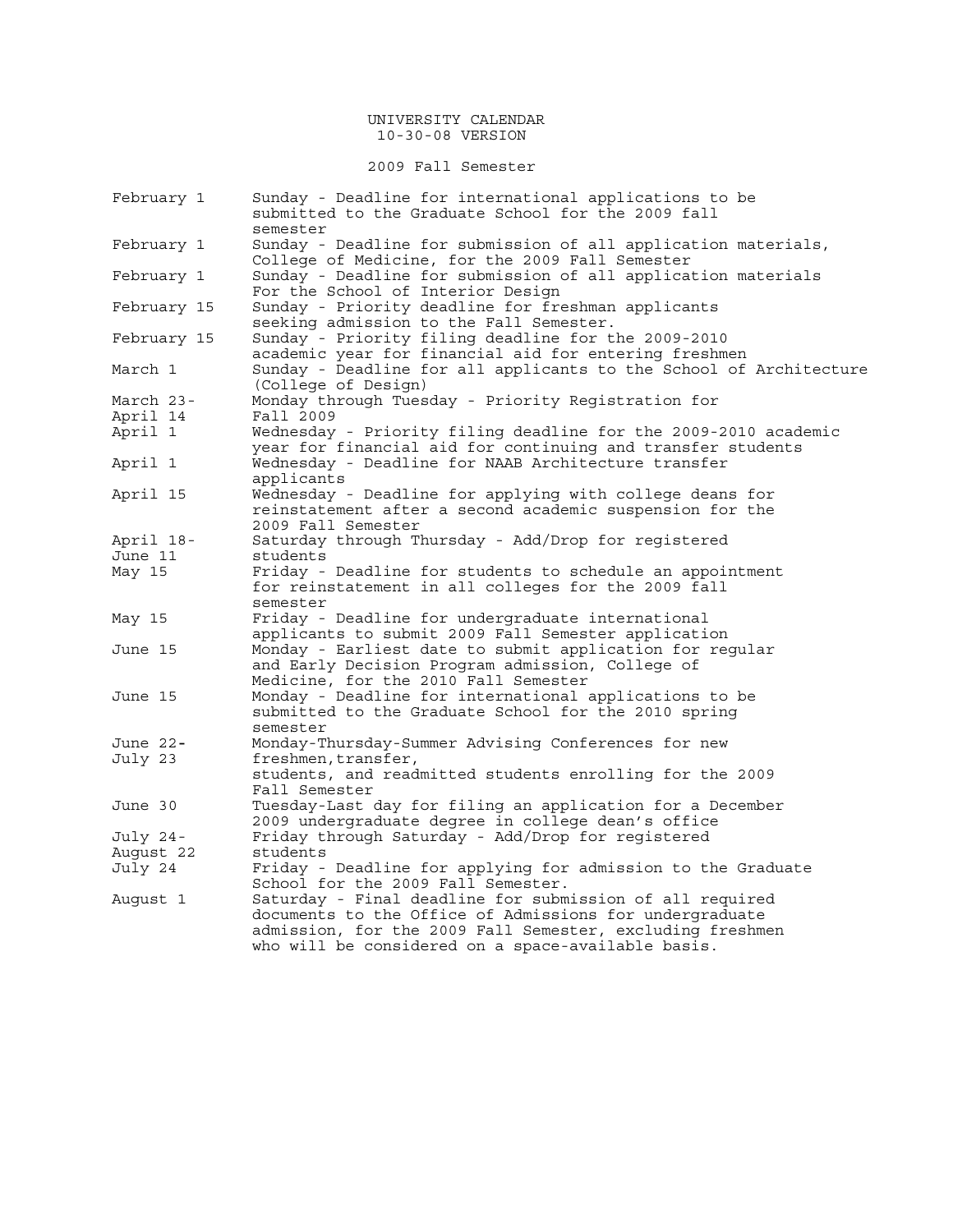# UNIVERSITY CALENDAR
10-30-08 VERSION

## 2009 Fall Semester

| Date | Event |
| --- | --- |
| February 1 | Sunday - Deadline for international applications to be submitted to the Graduate School for the 2009 fall semester |
| February 1 | Sunday - Deadline for submission of all application materials, College of Medicine, for the 2009 Fall Semester |
| February 1 | Sunday - Deadline for submission of all application materials For the School of Interior Design |
| February 15 | Sunday - Priority deadline for freshman applicants seeking admission to the Fall Semester. |
| February 15 | Sunday - Priority filing deadline for the 2009-2010 academic year for financial aid for entering freshmen |
| March 1 | Sunday - Deadline for all applicants to the School of Architecture (College of Design) |
| March 23-April 14 | Monday through Tuesday - Priority Registration for Fall 2009 |
| April 1 | Wednesday - Priority filing deadline for the 2009-2010 academic year for financial aid for continuing and transfer students |
| April 1 | Wednesday - Deadline for NAAB Architecture transfer applicants |
| April 15 | Wednesday - Deadline for applying with college deans for reinstatement after a second academic suspension for the 2009 Fall Semester |
| April 18-June 11 | Saturday through Thursday - Add/Drop for registered students |
| May 15 | Friday - Deadline for students to schedule an appointment for reinstatement in all colleges for the 2009 fall semester |
| May 15 | Friday - Deadline for undergraduate international applicants to submit 2009 Fall Semester application |
| June 15 | Monday - Earliest date to submit application for regular and Early Decision Program admission, College of Medicine, for the 2010 Fall Semester |
| June 15 | Monday - Deadline for international applications to be submitted to the Graduate School for the 2010 spring semester |
| June 22-July 23 | Monday-Thursday-Summer Advising Conferences for new freshmen,transfer, students, and readmitted students enrolling for the 2009 Fall Semester |
| June 30 | Tuesday-Last day for filing an application for a December 2009 undergraduate degree in college dean's office |
| July 24-August 22 | Friday through Saturday - Add/Drop for registered students |
| July 24 | Friday - Deadline for applying for admission to the Graduate School for the 2009 Fall Semester. |
| August 1 | Saturday - Final deadline for submission of all required documents to the Office of Admissions for undergraduate admission, for the 2009 Fall Semester, excluding freshmen who will be considered on a space-available basis. |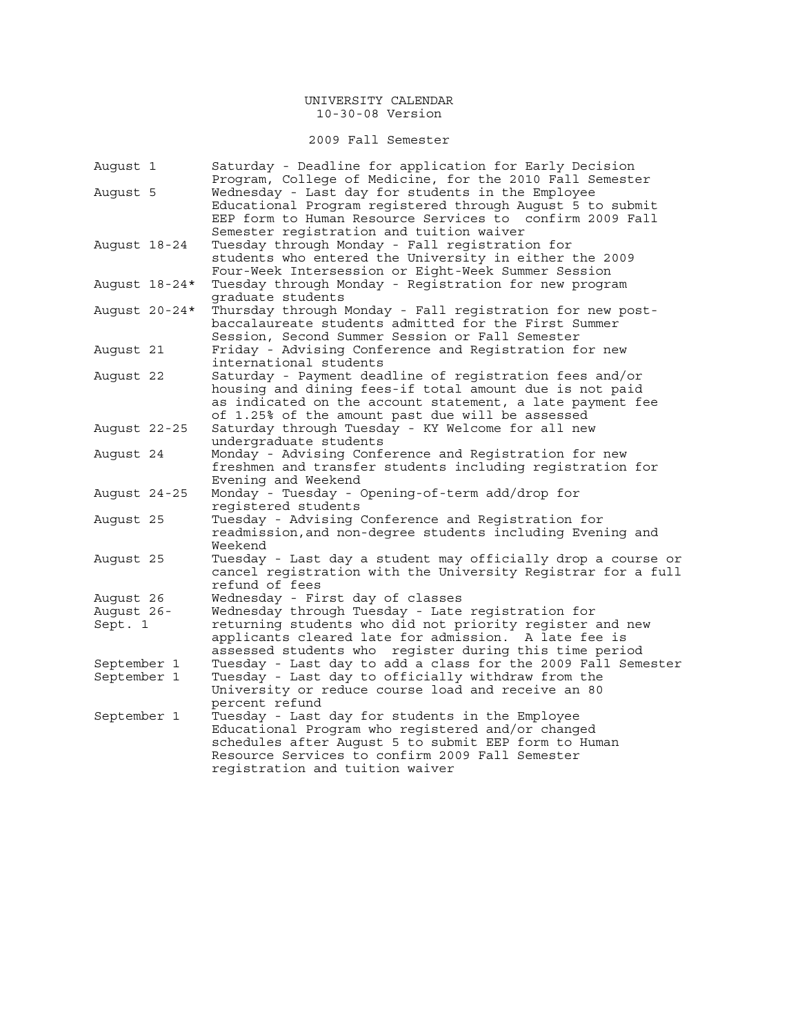UNIVERSITY CALENDAR
10-30-08 Version

2009 Fall Semester

| | |
|---|---|
| August 1 | Saturday - Deadline for application for Early Decision Program, College of Medicine, for the 2010 Fall Semester |
| August 5 | Wednesday - Last day for students in the Employee Educational Program registered through August 5 to submit EEP form to Human Resource Services to confirm 2009 Fall Semester registration and tuition waiver |
| August 18-24 | Tuesday through Monday - Fall registration for students who entered the University in either the 2009 Four-Week Intersession or Eight-Week Summer Session |
| August 18-24* | Tuesday through Monday - Registration for new program graduate students |
| August 20-24* | Thursday through Monday - Fall registration for new post-baccalaureate students admitted for the First Summer Session, Second Summer Session or Fall Semester |
| August 21 | Friday - Advising Conference and Registration for new international students |
| August 22 | Saturday - Payment deadline of registration fees and/or housing and dining fees-if total amount due is not paid as indicated on the account statement, a late payment fee of 1.25% of the amount past due will be assessed |
| August 22-25 | Saturday through Tuesday - KY Welcome for all new undergraduate students |
| August 24 | Monday - Advising Conference and Registration for new freshmen and transfer students including registration for Evening and Weekend |
| August 24-25 | Monday - Tuesday - Opening-of-term add/drop for registered students |
| August 25 | Tuesday - Advising Conference and Registration for readmission,and non-degree students including Evening and Weekend |
| August 25 | Tuesday - Last day a student may officially drop a course or cancel registration with the University Registrar for a full refund of fees |
| August 26 | Wednesday - First day of classes |
| August 26-Sept. 1 | Wednesday through Tuesday - Late registration for returning students who did not priority register and new applicants cleared late for admission. A late fee is assessed students who register during this time period |
| September 1 | Tuesday - Last day to add a class for the 2009 Fall Semester |
| September 1 | Tuesday - Last day to officially withdraw from the University or reduce course load and receive an 80 percent refund |
| September 1 | Tuesday - Last day for students in the Employee Educational Program who registered and/or changed schedules after August 5 to submit EEP form to Human Resource Services to confirm 2009 Fall Semester registration and tuition waiver |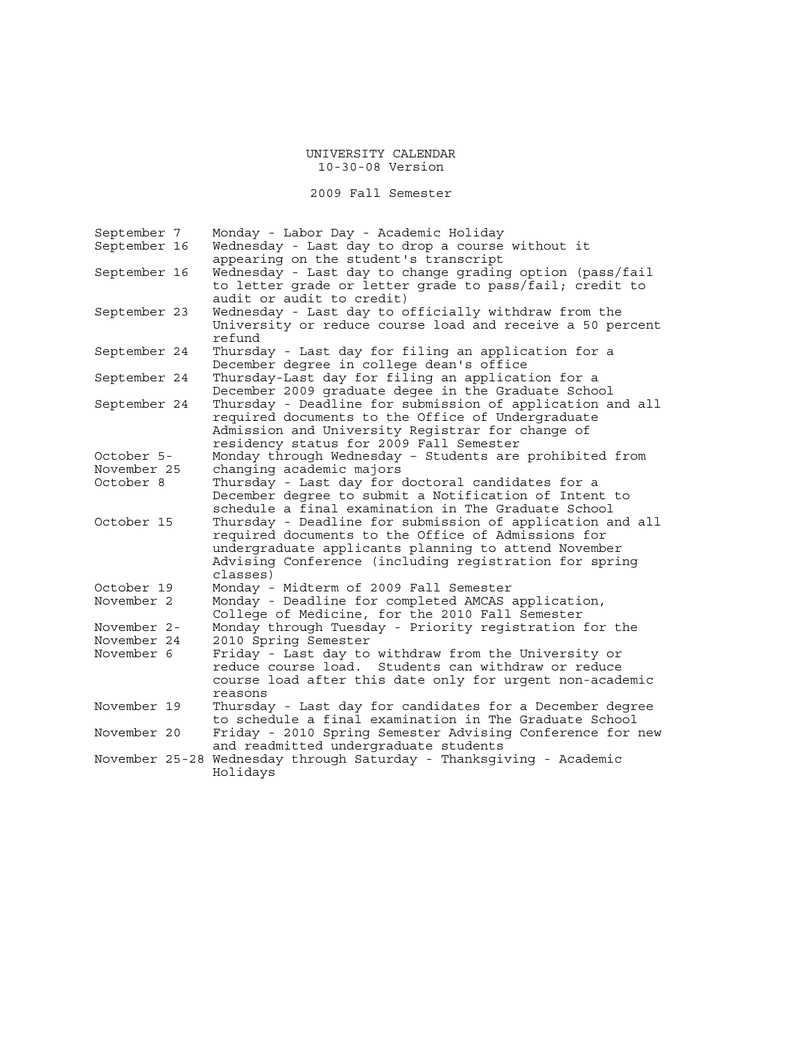# UNIVERSITY CALENDAR
10-30-08 Version

## 2009 Fall Semester

| Date | Event |
|---|---|
| September 7 | Monday - Labor Day - Academic Holiday |
| September 16 | Wednesday - Last day to drop a course without it appearing on the student's transcript |
| September 16 | Wednesday - Last day to change grading option (pass/fail to letter grade or letter grade to pass/fail; credit to audit or audit to credit) |
| September 23 | Wednesday - Last day to officially withdraw from the University or reduce course load and receive a 50 percent refund |
| September 24 | Thursday - Last day for filing an application for a December degree in college dean's office |
| September 24 | Thursday-Last day for filing an application for a December 2009 graduate degee in the Graduate School |
| September 24 | Thursday - Deadline for submission of application and all required documents to the Office of Undergraduate Admission and University Registrar for change of residency status for 2009 Fall Semester |
| October 5-November 25 | Monday through Wednesday – Students are prohibited from changing academic majors |
| October 8 | Thursday - Last day for doctoral candidates for a December degree to submit a Notification of Intent to schedule a final examination in The Graduate School |
| October 15 | Thursday - Deadline for submission of application and all required documents to the Office of Admissions for undergraduate applicants planning to attend November Advising Conference (including registration for spring classes) |
| October 19 | Monday - Midterm of 2009 Fall Semester |
| November 2 | Monday - Deadline for completed AMCAS application, College of Medicine, for the 2010 Fall Semester |
| November 2-November 24 | Monday through Tuesday - Priority registration for the 2010 Spring Semester |
| November 6 | Friday - Last day to withdraw from the University or reduce course load. Students can withdraw or reduce course load after this date only for urgent non-academic reasons |
| November 19 | Thursday - Last day for candidates for a December degree to schedule a final examination in The Graduate School |
| November 20 | Friday - 2010 Spring Semester Advising Conference for new and readmitted undergraduate students |
| November 25-28 | Wednesday through Saturday - Thanksgiving - Academic Holidays |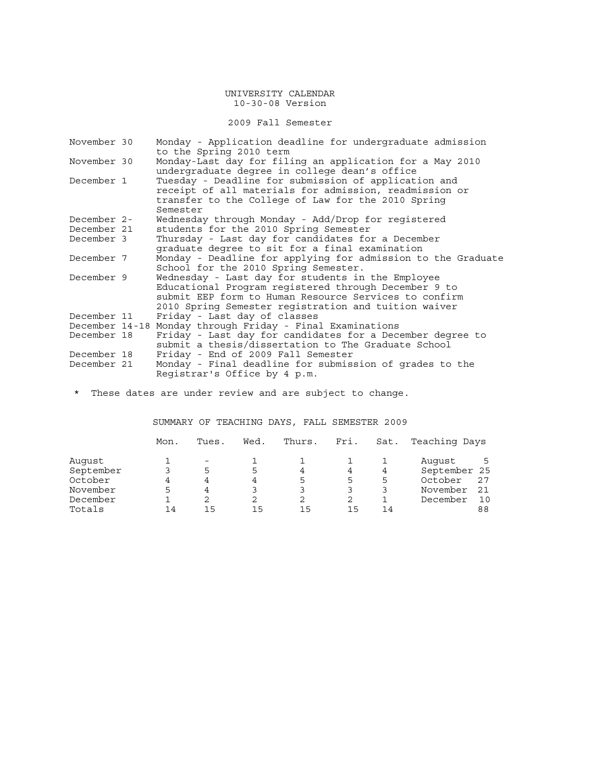UNIVERSITY CALENDAR
10-30-08 Version

2009 Fall Semester

| | |
|---|---|
| November 30 | Monday - Application deadline for undergraduate admission to the Spring 2010 term |
| November 30 | Monday-Last day for filing an application for a May 2010 undergraduate degree in college dean's office |
| December 1 | Tuesday - Deadline for submission of application and receipt of all materials for admission, readmission or transfer to the College of Law for the 2010 Spring Semester |
| December 2- December 21 | Wednesday through Monday - Add/Drop for registered students for the 2010 Spring Semester |
| December 3 | Thursday - Last day for candidates for a December graduate degree to sit for a final examination |
| December 7 | Monday - Deadline for applying for admission to the Graduate School for the 2010 Spring Semester. |
| December 9 | Wednesday - Last day for students in the Employee Educational Program registered through December 9 to submit EEP form to Human Resource Services to confirm 2010 Spring Semester registration and tuition waiver |
| December 11 | Friday - Last day of classes |
| December 14-18 | Monday through Friday - Final Examinations |
| December 18 | Friday - Last day for candidates for a December degree to submit a thesis/dissertation to The Graduate School |
| December 18 | Friday - End of 2009 Fall Semester |
| December 21 | Monday - Final deadline for submission of grades to the Registrar's Office by 4 p.m. |

* These dates are under review and are subject to change.

SUMMARY OF TEACHING DAYS, FALL SEMESTER 2009

| | Mon. | Tues. | Wed. | Thurs. | Fri. | Sat. | Teaching Days | |
|---|---|---|---|---|---|---|---|---|
| August | 1 | - | 1 | 1 | 1 | 1 | August | 5 |
| September | 3 | 5 | 5 | 4 | 4 | 4 | September | 25 |
| October | 4 | 4 | 4 | 5 | 5 | 5 | October | 27 |
| November | 5 | 4 | 3 | 3 | 3 | 3 | November | 21 |
| December | 1 | 2 | 2 | 2 | 2 | 1 | December | 10 |
| Totals | 14 | 15 | 15 | 15 | 15 | 14 | | 88 |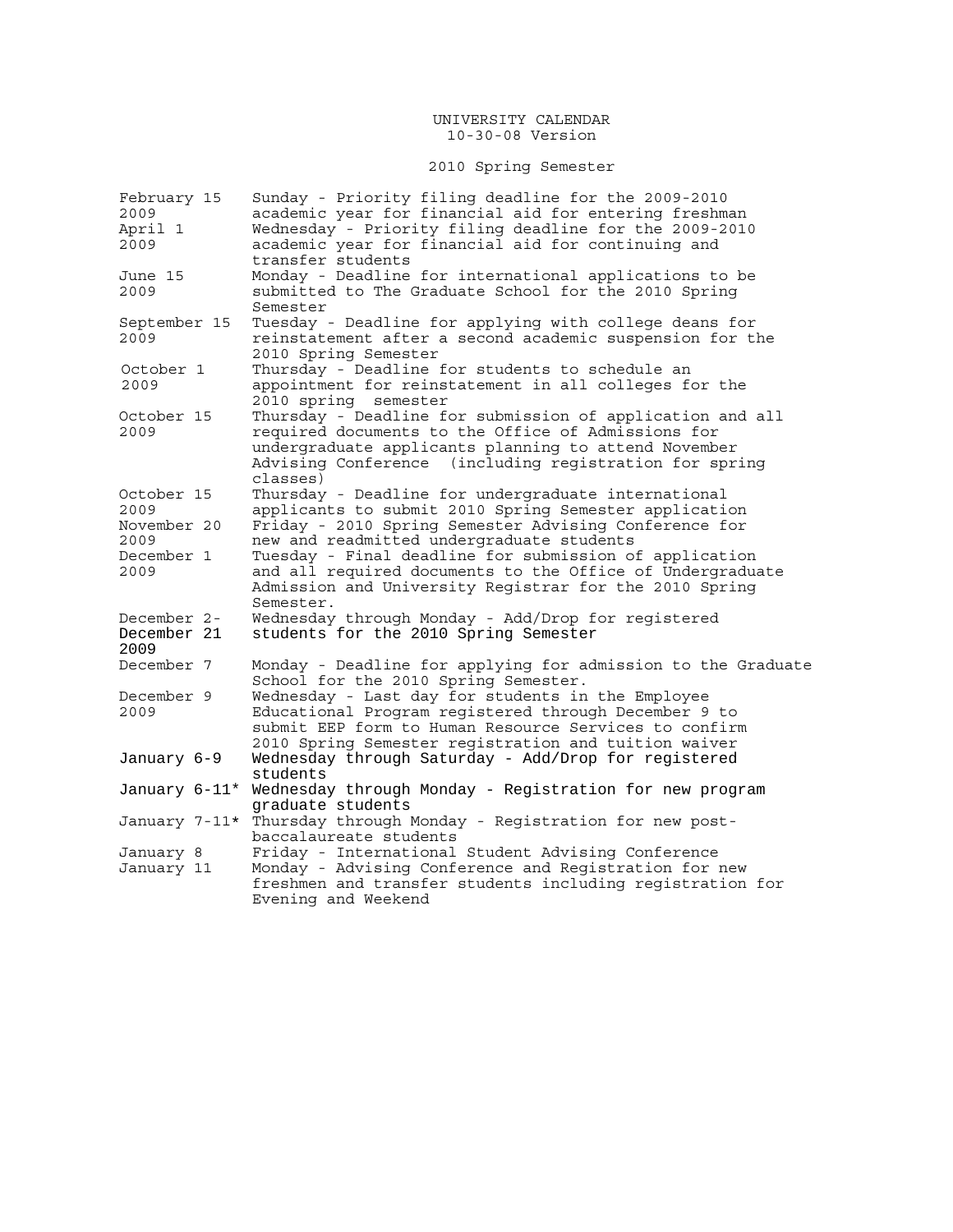UNIVERSITY CALENDAR
10-30-08 Version

2010 Spring Semester

| Date | Event |
|---|---|
| February 15 2009 | Sunday - Priority filing deadline for the 2009-2010 academic year for financial aid for entering freshman |
| April 1 2009 | Wednesday - Priority filing deadline for the 2009-2010 academic year for financial aid for continuing and transfer students |
| June 15 2009 | Monday - Deadline for international applications to be submitted to The Graduate School for the 2010 Spring Semester |
| September 15 2009 | Tuesday - Deadline for applying with college deans for reinstatement after a second academic suspension for the 2010 Spring Semester |
| October 1 2009 | Thursday - Deadline for students to schedule an appointment for reinstatement in all colleges for the 2010 spring semester |
| October 15 2009 | Thursday - Deadline for submission of application and all required documents to the Office of Admissions for undergraduate applicants planning to attend November Advising Conference (including registration for spring classes) |
| October 15 2009 | Thursday - Deadline for undergraduate international applicants to submit 2010 Spring Semester application |
| November 20 2009 | Friday - 2010 Spring Semester Advising Conference for new and readmitted undergraduate students |
| December 1 2009 | Tuesday - Final deadline for submission of application and all required documents to the Office of Undergraduate Admission and University Registrar for the 2010 Spring Semester. |
| December 2-December 21 2009 | Wednesday through Monday - Add/Drop for registered students for the 2010 Spring Semester |
| December 7 | Monday - Deadline for applying for admission to the Graduate School for the 2010 Spring Semester. |
| December 9 2009 | Wednesday - Last day for students in the Employee Educational Program registered through December 9 to submit EEP form to Human Resource Services to confirm 2010 Spring Semester registration and tuition waiver |
| January 6-9 | Wednesday through Saturday - Add/Drop for registered students |
| January 6-11* | Wednesday through Monday - Registration for new program graduate students |
| January 7-11* | Thursday through Monday - Registration for new post-baccalaureate students |
| January 8 | Friday - International Student Advising Conference |
| January 11 | Monday - Advising Conference and Registration for new freshmen and transfer students including registration for Evening and Weekend |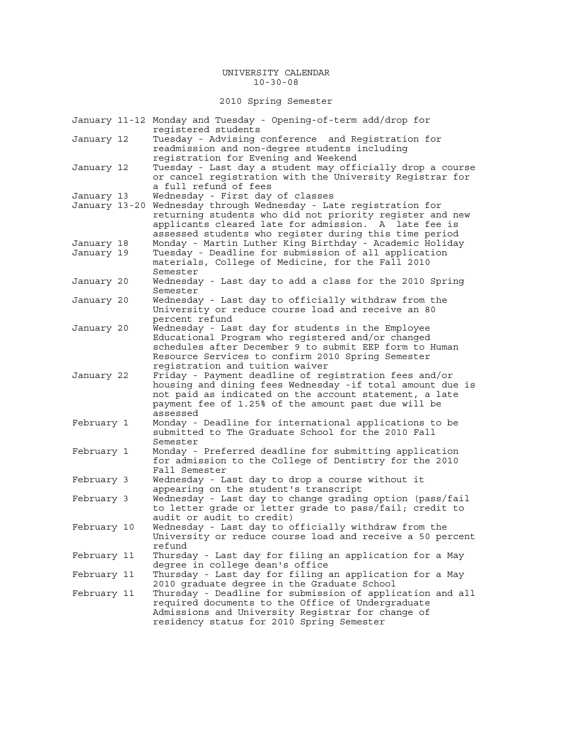UNIVERSITY CALENDAR
10-30-08

## 2010 Spring Semester

| Date | Event |
|---|---|
| January 11-12 | Monday and Tuesday - Opening-of-term add/drop for registered students |
| January 12 | Tuesday - Advising conference and Registration for readmission and non-degree students including registration for Evening and Weekend |
| January 12 | Tuesday - Last day a student may officially drop a course or cancel registration with the University Registrar for a full refund of fees |
| January 13 | Wednesday - First day of classes |
| January 13-20 | Wednesday through Wednesday - Late registration for returning students who did not priority register and new applicants cleared late for admission. A late fee is assessed students who register during this time period |
| January 18 | Monday - Martin Luther King Birthday - Academic Holiday |
| January 19 | Tuesday - Deadline for submission of all application materials, College of Medicine, for the Fall 2010 Semester |
| January 20 | Wednesday - Last day to add a class for the 2010 Spring Semester |
| January 20 | Wednesday - Last day to officially withdraw from the University or reduce course load and receive an 80 percent refund |
| January 20 | Wednesday - Last day for students in the Employee Educational Program who registered and/or changed schedules after December 9 to submit EEP form to Human Resource Services to confirm 2010 Spring Semester registration and tuition waiver |
| January 22 | Friday - Payment deadline of registration fees and/or housing and dining fees Wednesday -if total amount due is not paid as indicated on the account statement, a late payment fee of 1.25% of the amount past due will be assessed |
| February 1 | Monday - Deadline for international applications to be submitted to The Graduate School for the 2010 Fall Semester |
| February 1 | Monday - Preferred deadline for submitting application for admission to the College of Dentistry for the 2010 Fall Semester |
| February 3 | Wednesday - Last day to drop a course without it appearing on the student's transcript |
| February 3 | Wednesday - Last day to change grading option (pass/fail to letter grade or letter grade to pass/fail; credit to audit or audit to credit) |
| February 10 | Wednesday - Last day to officially withdraw from the University or reduce course load and receive a 50 percent refund |
| February 11 | Thursday - Last day for filing an application for a May degree in college dean's office |
| February 11 | Thursday - Last day for filing an application for a May 2010 graduate degree in the Graduate School |
| February 11 | Thursday - Deadline for submission of application and all required documents to the Office of Undergraduate Admissions and University Registrar for change of residency status for 2010 Spring Semester |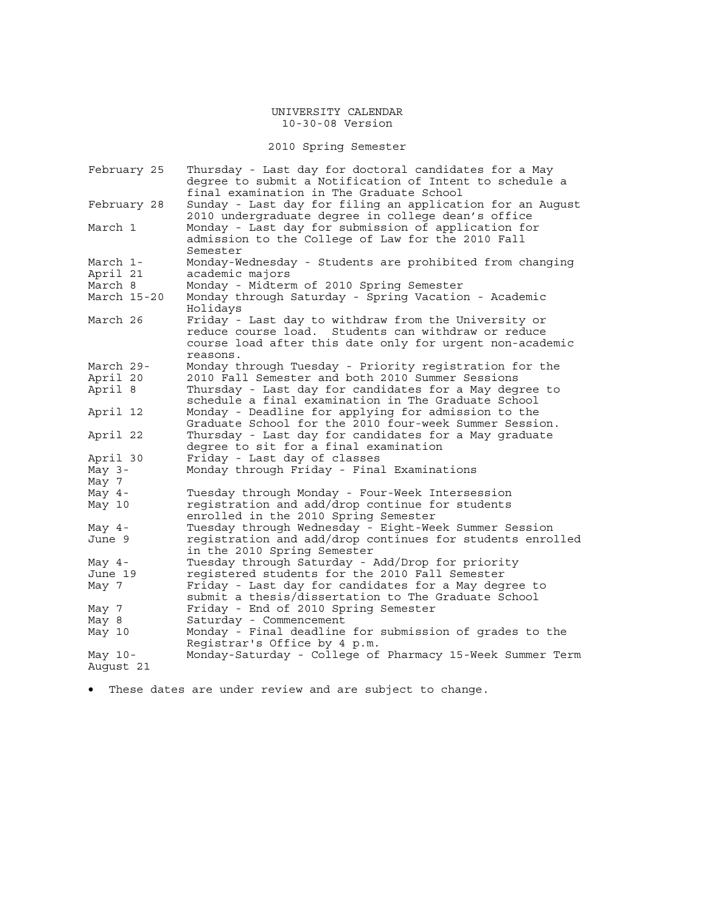# UNIVERSITY CALENDAR

10-30-08 Version

## 2010 Spring Semester

| Date | Event |
|---|---|
| February 25 | Thursday - Last day for doctoral candidates for a May degree to submit a Notification of Intent to schedule a final examination in The Graduate School |
| February 28 | Sunday - Last day for filing an application for an August 2010 undergraduate degree in college dean's office |
| March 1 | Monday - Last day for submission of application for admission to the College of Law for the 2010 Fall Semester |
| March 1-April 21 | Monday-Wednesday - Students are prohibited from changing academic majors |
| March 8 | Monday - Midterm of 2010 Spring Semester |
| March 15-20 | Monday through Saturday - Spring Vacation - Academic Holidays |
| March 26 | Friday - Last day to withdraw from the University or reduce course load. Students can withdraw or reduce course load after this date only for urgent non-academic reasons. |
| March 29-April 20 | Monday through Tuesday - Priority registration for the 2010 Fall Semester and both 2010 Summer Sessions |
| April 8 | Thursday - Last day for candidates for a May degree to schedule a final examination in The Graduate School |
| April 12 | Monday - Deadline for applying for admission to the Graduate School for the 2010 four-week Summer Session. |
| April 22 | Thursday - Last day for candidates for a May graduate degree to sit for a final examination |
| April 30 | Friday - Last day of classes |
| May 3-May 7 | Monday through Friday - Final Examinations |
| May 4-May 10 | Tuesday through Monday - Four-Week Intersession registration and add/drop continue for students enrolled in the 2010 Spring Semester |
| May 4-June 9 | Tuesday through Wednesday - Eight-Week Summer Session registration and add/drop continues for students enrolled in the 2010 Spring Semester |
| May 4-June 19 | Tuesday through Saturday - Add/Drop for priority registered students for the 2010 Fall Semester |
| May 7 | Friday - Last day for candidates for a May degree to submit a thesis/dissertation to The Graduate School |
| May 7 | Friday - End of 2010 Spring Semester |
| May 8 | Saturday - Commencement |
| May 10 | Monday - Final deadline for submission of grades to the Registrar's Office by 4 p.m. |
| May 10-August 21 | Monday-Saturday - College of Pharmacy 15-Week Summer Term |

- These dates are under review and are subject to change.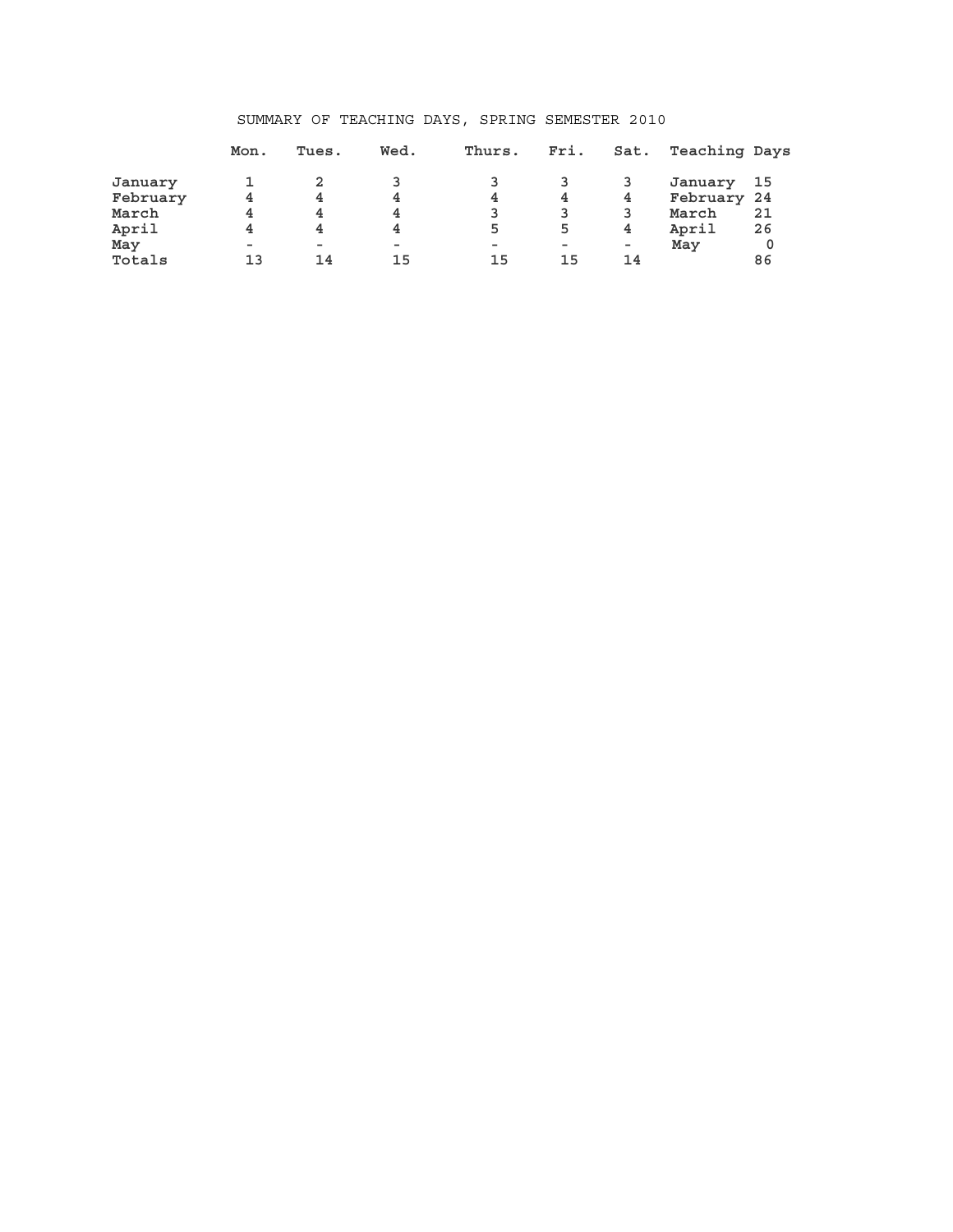SUMMARY OF TEACHING DAYS, SPRING SEMESTER 2010

| | Mon. | Tues. | Wed. | Thurs. | Fri. | Sat. | Teaching Days | |
|---|---|---|---|---|---|---|---|---|
| January | 1 | 2 | 3 | 3 | 3 | 3 | January | 15 |
| February | 4 | 4 | 4 | 4 | 4 | 4 | February | 24 |
| March | 4 | 4 | 4 | 3 | 3 | 3 | March | 21 |
| April | 4 | 4 | 4 | 5 | 5 | 4 | April | 26 |
| May | - | - | - | - | - | - | May | 0 |
| Totals | 13 | 14 | 15 | 15 | 15 | 14 | | 86 |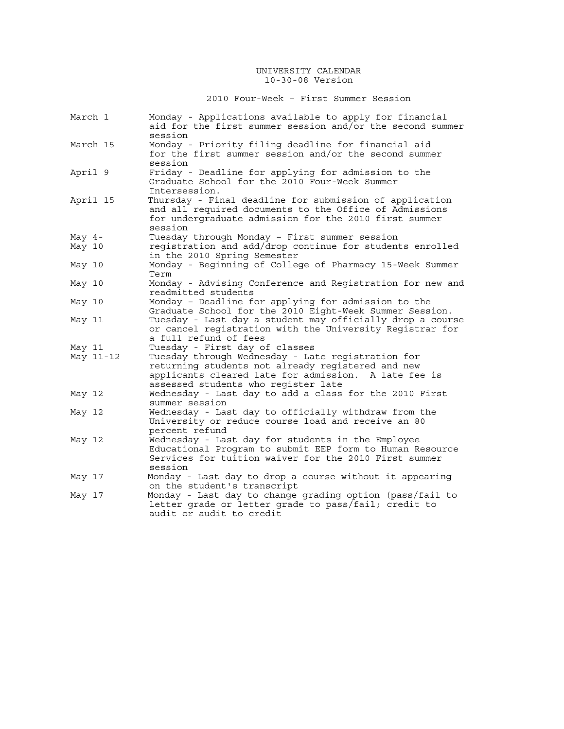UNIVERSITY CALENDAR
10-30-08 Version

## 2010 Four-Week – First Summer Session

| Date | Event |
|---|---|
| March 1 | Monday - Applications available to apply for financial aid for the first summer session and/or the second summer session |
| March 15 | Monday - Priority filing deadline for financial aid for the first summer session and/or the second summer session |
| April 9 | Friday - Deadline for applying for admission to the Graduate School for the 2010 Four-Week Summer Intersession. |
| April 15 | Thursday - Final deadline for submission of application and all required documents to the Office of Admissions for undergraduate admission for the 2010 first summer session |
| May 4-May 10 | Tuesday through Monday – First summer session registration and add/drop continue for students enrolled in the 2010 Spring Semester |
| May 10 | Monday - Beginning of College of Pharmacy 15-Week Summer Term |
| May 10 | Monday - Advising Conference and Registration for new and readmitted students |
| May 10 | Monday – Deadline for applying for admission to the Graduate School for the 2010 Eight-Week Summer Session. |
| May 11 | Tuesday - Last day a student may officially drop a course or cancel registration with the University Registrar for a full refund of fees |
| May 11 | Tuesday - First day of classes |
| May 11-12 | Tuesday through Wednesday - Late registration for returning students not already registered and new applicants cleared late for admission. A late fee is assessed students who register late |
| May 12 | Wednesday - Last day to add a class for the 2010 First summer session |
| May 12 | Wednesday - Last day to officially withdraw from the University or reduce course load and receive an 80 percent refund |
| May 12 | Wednesday - Last day for students in the Employee Educational Program to submit EEP form to Human Resource Services for tuition waiver for the 2010 First summer session |
| May 17 | Monday - Last day to drop a course without it appearing on the student's transcript |
| May 17 | Monday - Last day to change grading option (pass/fail to letter grade or letter grade to pass/fail; credit to audit or audit to credit |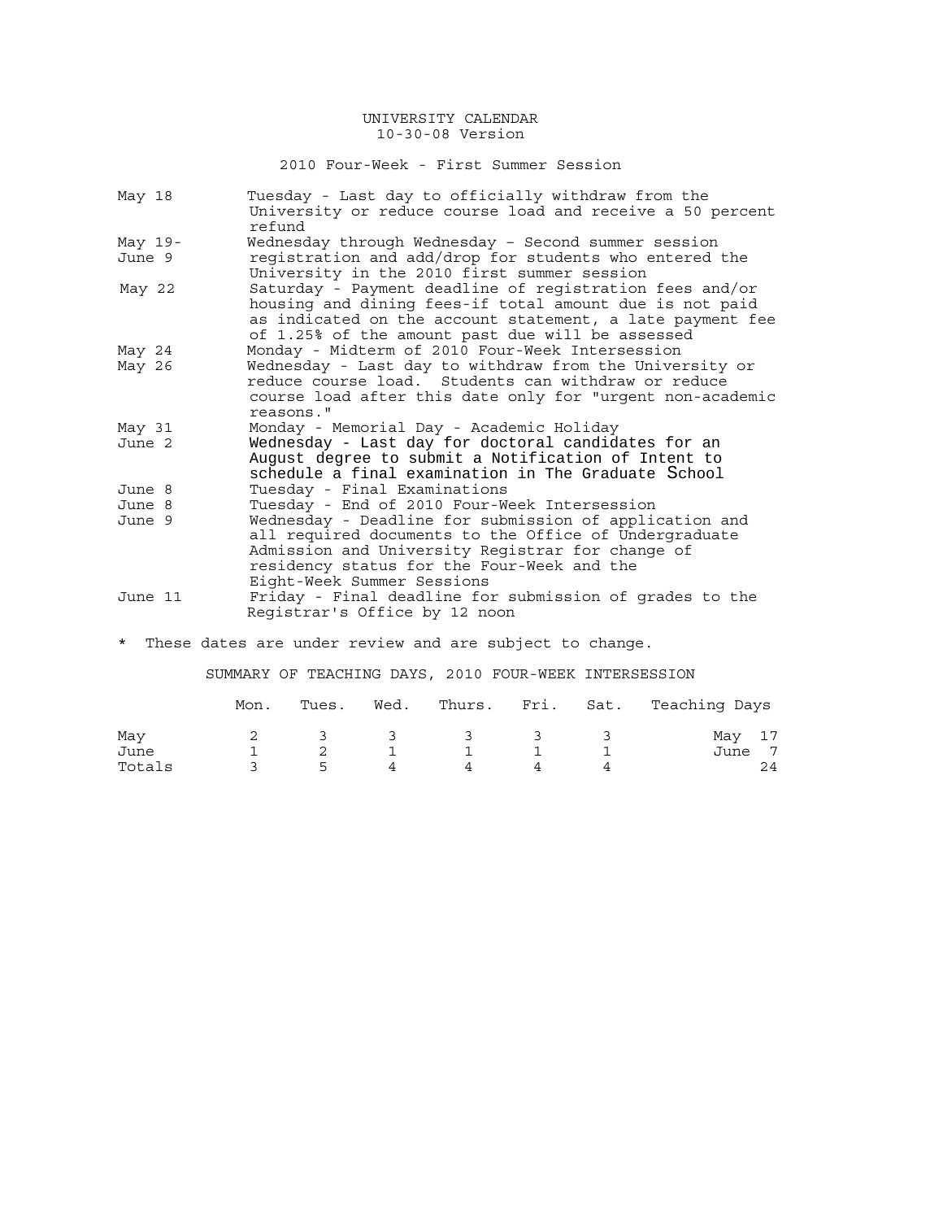# UNIVERSITY CALENDAR
10-30-08 Version

## 2010 Four-Week - First Summer Session

| Date | Event |
|---|---|
| May 18 | Tuesday - Last day to officially withdraw from the University or reduce course load and receive a 50 percent refund |
| May 19-June 9 | Wednesday through Wednesday – Second summer session registration and add/drop for students who entered the University in the 2010 first summer session |
| May 22 | Saturday - Payment deadline of registration fees and/or housing and dining fees-if total amount due is not paid as indicated on the account statement, a late payment fee of 1.25% of the amount past due will be assessed |
| May 24 | Monday - Midterm of 2010 Four-Week Intersession |
| May 26 | Wednesday - Last day to withdraw from the University or reduce course load. Students can withdraw or reduce course load after this date only for "urgent non-academic reasons." |
| May 31 | Monday - Memorial Day - Academic Holiday |
| June 2 | Wednesday - Last day for doctoral candidates for an August degree to submit a Notification of Intent to schedule a final examination in The Graduate School |
| June 8 | Tuesday - Final Examinations |
| June 8 | Tuesday - End of 2010 Four-Week Intersession |
| June 9 | Wednesday - Deadline for submission of application and all required documents to the Office of Undergraduate Admission and University Registrar for change of residency status for the Four-Week and the Eight-Week Summer Sessions |
| June 11 | Friday - Final deadline for submission of grades to the Registrar's Office by 12 noon |

* These dates are under review and are subject to change.

### SUMMARY OF TEACHING DAYS, 2010 FOUR-WEEK INTERSESSION

| | Mon. | Tues. | Wed. | Thurs. | Fri. | Sat. | Teaching Days |
|---|---|---|---|---|---|---|---|
| May | 2 | 3 | 3 | 3 | 3 | 3 | May 17 |
| June | 1 | 2 | 1 | 1 | 1 | 1 | June 7 |
| Totals | 3 | 5 | 4 | 4 | 4 | 4 | 24 |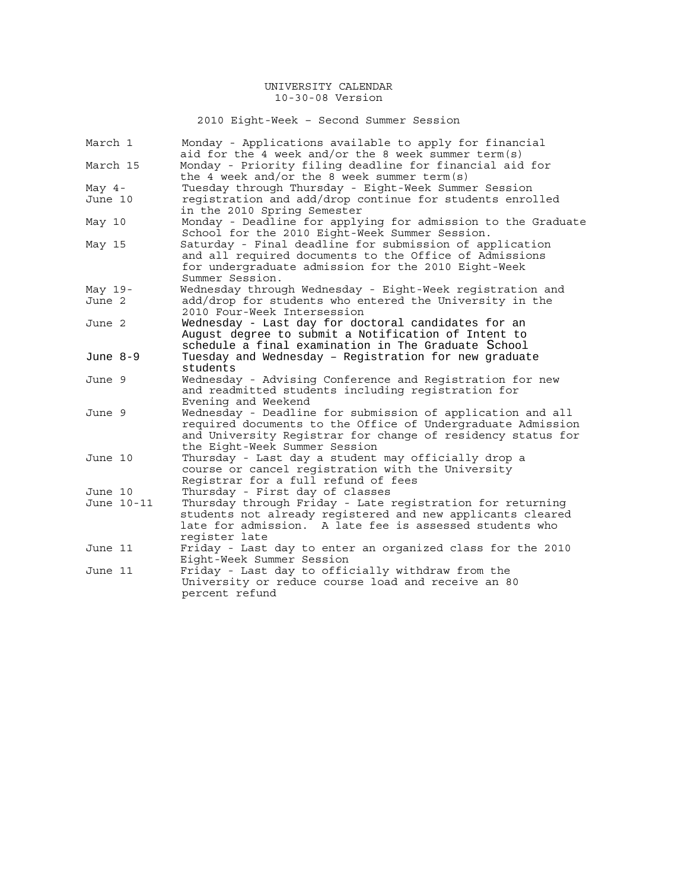UNIVERSITY CALENDAR
10-30-08 Version

2010 Eight-Week – Second Summer Session

| Date | Event |
|---|---|
| March 1 | Monday - Applications available to apply for financial aid for the 4 week and/or the 8 week summer term(s) |
| March 15 | Monday - Priority filing deadline for financial aid for the 4 week and/or the 8 week summer term(s) |
| May 4-June 10 | Tuesday through Thursday - Eight-Week Summer Session registration and add/drop continue for students enrolled in the 2010 Spring Semester |
| May 10 | Monday - Deadline for applying for admission to the Graduate School for the 2010 Eight-Week Summer Session. |
| May 15 | Saturday - Final deadline for submission of application and all required documents to the Office of Admissions for undergraduate admission for the 2010 Eight-Week Summer Session. |
| May 19-June 2 | Wednesday through Wednesday - Eight-Week registration and add/drop for students who entered the University in the 2010 Four-Week Intersession |
| June 2 | Wednesday - Last day for doctoral candidates for an August degree to submit a Notification of Intent to schedule a final examination in The Graduate School |
| June 8-9 | Tuesday and Wednesday – Registration for new graduate students |
| June 9 | Wednesday - Advising Conference and Registration for new and readmitted students including registration for Evening and Weekend |
| June 9 | Wednesday - Deadline for submission of application and all required documents to the Office of Undergraduate Admission and University Registrar for change of residency status for the Eight-Week Summer Session |
| June 10 | Thursday - Last day a student may officially drop a course or cancel registration with the University Registrar for a full refund of fees |
| June 10 | Thursday - First day of classes |
| June 10-11 | Thursday through Friday - Late registration for returning students not already registered and new applicants cleared late for admission. A late fee is assessed students who register late |
| June 11 | Friday - Last day to enter an organized class for the 2010 Eight-Week Summer Session |
| June 11 | Friday - Last day to officially withdraw from the University or reduce course load and receive an 80 percent refund |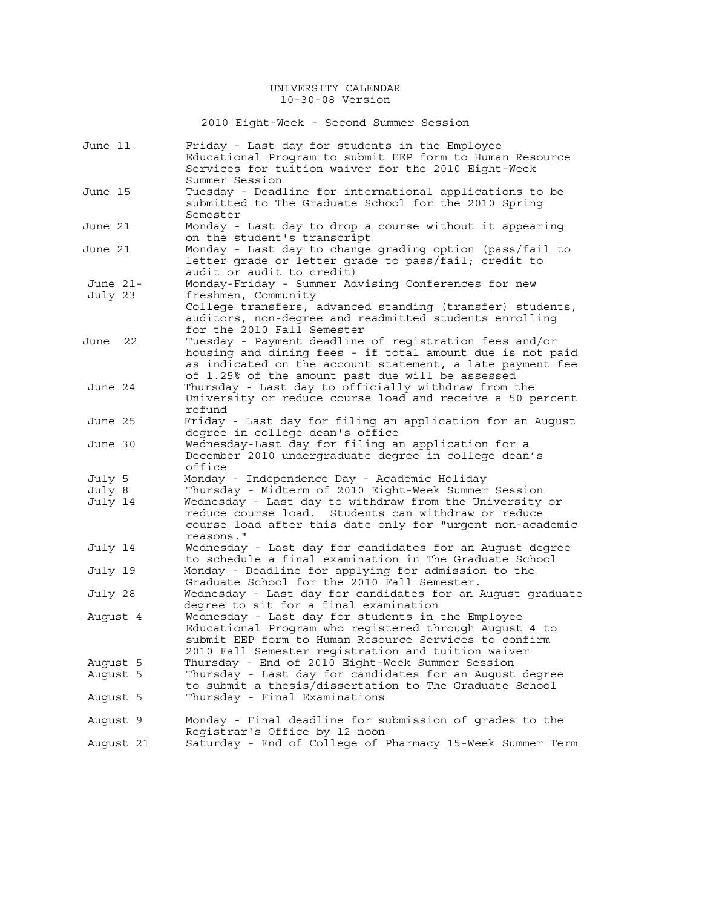# UNIVERSITY CALENDAR

10-30-08 Version

## 2010 Eight-Week - Second Summer Session

| Date | Event |
|---|---|
| June 11 | Friday - Last day for students in the Employee Educational Program to submit EEP form to Human Resource Services for tuition waiver for the 2010 Eight-Week Summer Session |
| June 15 | Tuesday - Deadline for international applications to be submitted to The Graduate School for the 2010 Spring Semester |
| June 21 | Monday - Last day to drop a course without it appearing on the student's transcript |
| June 21 | Monday - Last day to change grading option (pass/fail to letter grade or letter grade to pass/fail; credit to audit or audit to credit) |
| June 21-July 23 | Monday-Friday - Summer Advising Conferences for new freshmen, Community College transfers, advanced standing (transfer) students, auditors, non-degree and readmitted students enrolling for the 2010 Fall Semester |
| June 22 | Tuesday - Payment deadline of registration fees and/or housing and dining fees - if total amount due is not paid as indicated on the account statement, a late payment fee of 1.25% of the amount past due will be assessed |
| June 24 | Thursday - Last day to officially withdraw from the University or reduce course load and receive a 50 percent refund |
| June 25 | Friday - Last day for filing an application for an August degree in college dean's office |
| June 30 | Wednesday-Last day for filing an application for a December 2010 undergraduate degree in college dean's office |
| July 5 | Monday - Independence Day - Academic Holiday |
| July 8 | Thursday - Midterm of 2010 Eight-Week Summer Session |
| July 14 | Wednesday - Last day to withdraw from the University or reduce course load. Students can withdraw or reduce course load after this date only for "urgent non-academic reasons." |
| July 14 | Wednesday - Last day for candidates for an August degree to schedule a final examination in The Graduate School |
| July 19 | Monday - Deadline for applying for admission to the Graduate School for the 2010 Fall Semester. |
| July 28 | Wednesday - Last day for candidates for an August graduate degree to sit for a final examination |
| August 4 | Wednesday - Last day for students in the Employee Educational Program who registered through August 4 to submit EEP form to Human Resource Services to confirm 2010 Fall Semester registration and tuition waiver |
| August 5 | Thursday - End of 2010 Eight-Week Summer Session |
| August 5 | Thursday - Last day for candidates for an August degree to submit a thesis/dissertation to The Graduate School |
| August 5 | Thursday - Final Examinations |
| August 9 | Monday - Final deadline for submission of grades to the Registrar's Office by 12 noon |
| August 21 | Saturday - End of College of Pharmacy 15-Week Summer Term |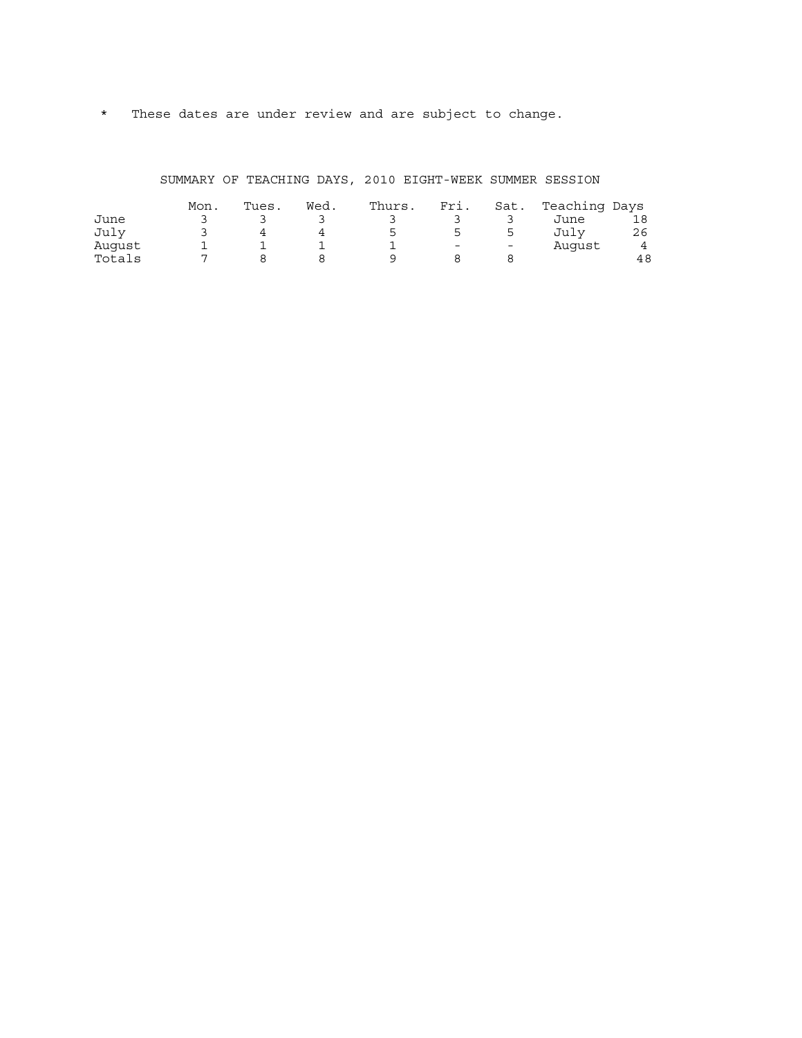\*    These dates are under review and are subject to change.

SUMMARY OF TEACHING DAYS, 2010 EIGHT-WEEK SUMMER SESSION

| | Mon. | Tues. | Wed. | Thurs. | Fri. | Sat. | Teaching Days | |
|---|---|---|---|---|---|---|---|---|
| June | 3 | 3 | 3 | 3 | 3 | 3 | June | 18 |
| July | 3 | 4 | 4 | 5 | 5 | 5 | July | 26 |
| August | 1 | 1 | 1 | 1 | - | - | August | 4 |
| Totals | 7 | 8 | 8 | 9 | 8 | 8 | | 48 |